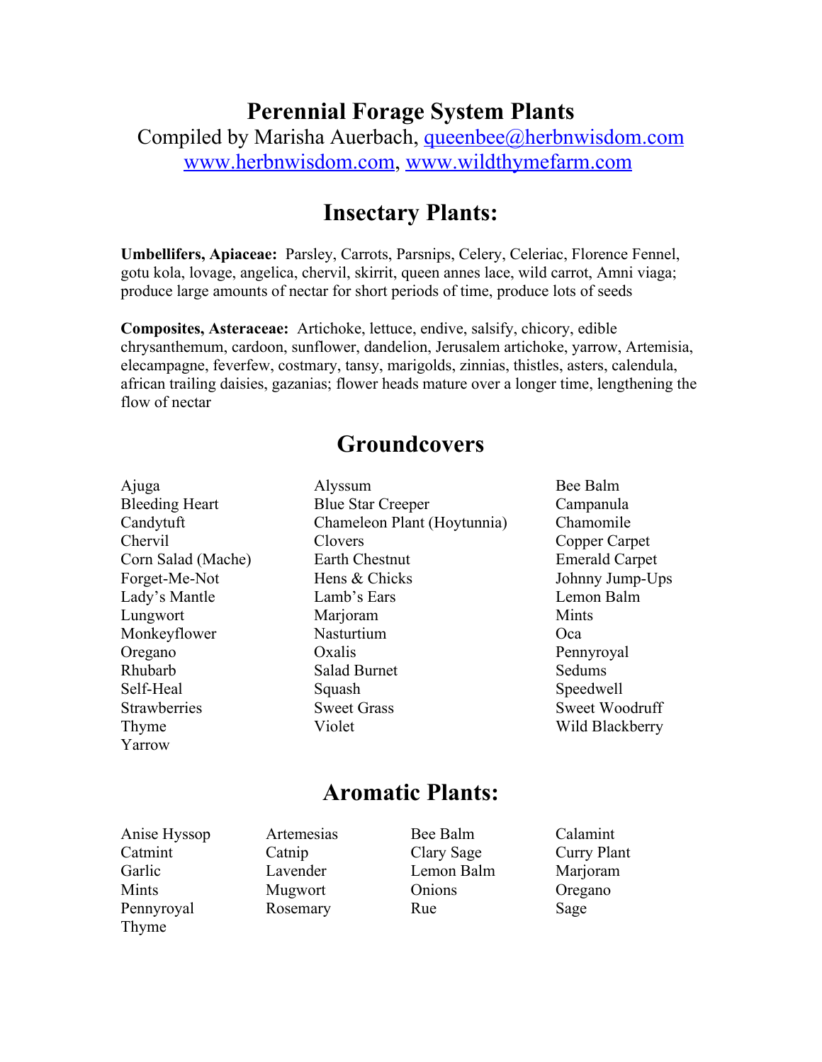# Perennial Forage System Plants

Compiled by Marisha Auerbach, queenbee@herbnwisdom.com
www.herbnwisdom.com, www.wildthymefarm.com

## Insectary Plants:

**Umbellifers, Apiaceae:** Parsley, Carrots, Parsnips, Celery, Celeriac, Florence Fennel, gotu kola, lovage, angelica, chervil, skirrit, queen annes lace, wild carrot, Amni viaga; produce large amounts of nectar for short periods of time, produce lots of seeds

**Composites, Asteraceae:** Artichoke, lettuce, endive, salsify, chicory, edible chrysanthemum, cardoon, sunflower, dandelion, Jerusalem artichoke, yarrow, Artemisia, elecampagne, feverfew, costmary, tansy, marigolds, zinnias, thistles, asters, calendula, african trailing daisies, gazanias; flower heads mature over a longer time, lengthening the flow of nectar

## Groundcovers

- Ajuga
- Alyssum
- Bee Balm
- Bleeding Heart
- Blue Star Creeper
- Campanula
- Candytuft
- Chameleon Plant (Hoytunnia)
- Chamomile
- Chervil
- Clovers
- Copper Carpet
- Corn Salad (Mache)
- Earth Chestnut
- Emerald Carpet
- Forget-Me-Not
- Hens & Chicks
- Johnny Jump-Ups
- Lady's Mantle
- Lamb's Ears
- Lemon Balm
- Lungwort
- Marjoram
- Mints
- Monkeyflower
- Nasturtium
- Oca
- Oregano
- Oxalis
- Pennyroyal
- Rhubarb
- Salad Burnet
- Sedums
- Self-Heal
- Squash
- Speedwell
- Strawberries
- Sweet Grass
- Sweet Woodruff
- Thyme
- Violet
- Wild Blackberry
- Yarrow

## Aromatic Plants:

- Anise Hyssop
- Artemesias
- Bee Balm
- Calamint
- Catmint
- Catnip
- Clary Sage
- Curry Plant
- Garlic
- Lavender
- Lemon Balm
- Marjoram
- Mints
- Mugwort
- Onions
- Oregano
- Pennyroyal
- Rosemary
- Rue
- Sage
- Thyme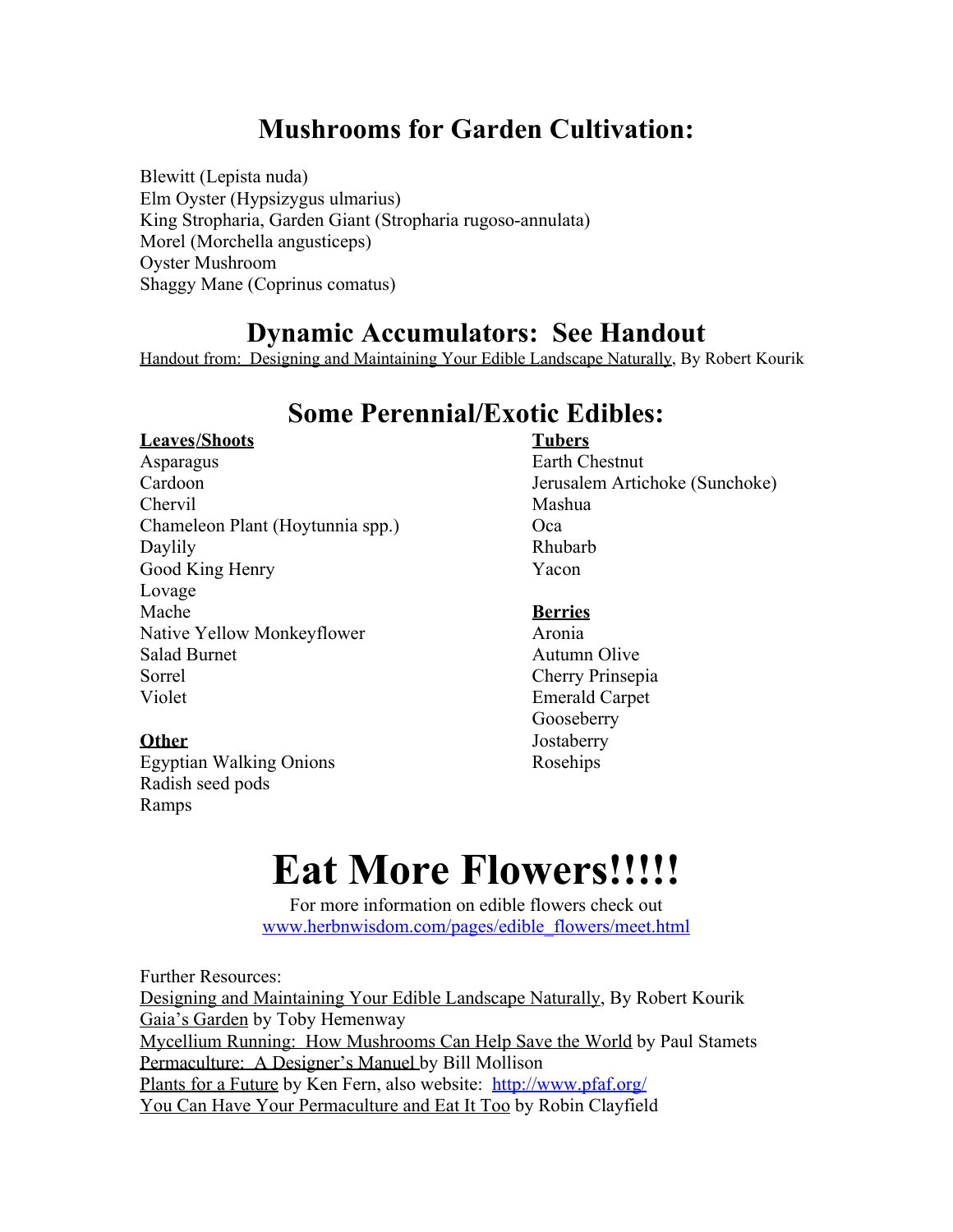## Mushrooms for Garden Cultivation:

Blewitt (Lepista nuda)
Elm Oyster (Hypsizygus ulmarius)
King Stropharia, Garden Giant (Stropharia rugoso-annulata)
Morel (Morchella angusticeps)
Oyster Mushroom
Shaggy Mane (Coprinus comatus)

## Dynamic Accumulators: See Handout

Handout from: Designing and Maintaining Your Edible Landscape Naturally, By Robert Kourik

## Some Perennial/Exotic Edibles:

**Leaves/Shoots**

Asparagus
Cardoon
Chervil
Chameleon Plant (Hoytunnia spp.)
Daylily
Good King Henry
Lovage
Mache
Native Yellow Monkeyflower
Salad Burnet
Sorrel
Violet

**Other**

Egyptian Walking Onions
Radish seed pods
Ramps

**Tubers**

Earth Chestnut
Jerusalem Artichoke (Sunchoke)
Mashua
Oca
Rhubarb
Yacon

**Berries**

Aronia
Autumn Olive
Cherry Prinsepia
Emerald Carpet
Gooseberry
Jostaberry
Rosehips

# Eat More Flowers!!!!!

For more information on edible flowers check out
www.herbnwisdom.com/pages/edible_flowers/meet.html

Further Resources:
Designing and Maintaining Your Edible Landscape Naturally, By Robert Kourik
Gaia's Garden by Toby Hemenway
Mycellium Running: How Mushrooms Can Help Save the World by Paul Stamets
Permaculture: A Designer's Manuel by Bill Mollison
Plants for a Future by Ken Fern, also website: http://www.pfaf.org/
You Can Have Your Permaculture and Eat It Too by Robin Clayfield